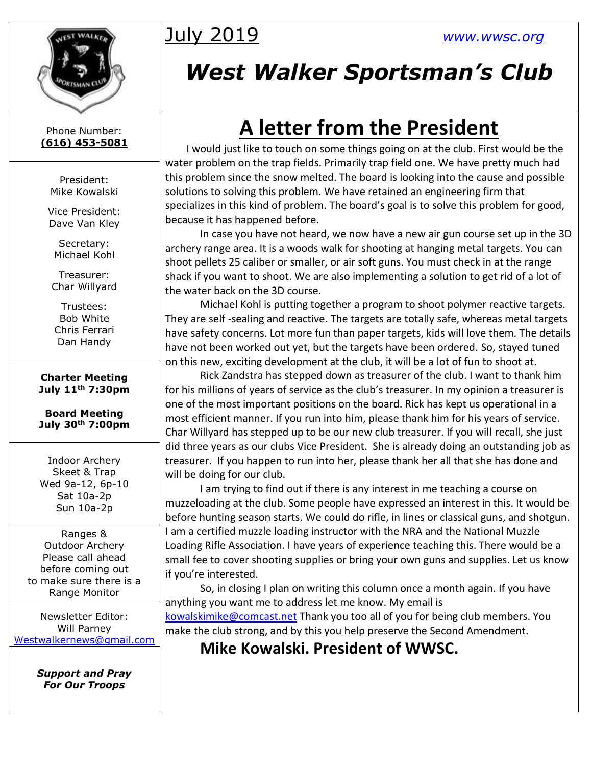July 2019 [www.wwsc.org](http://www.wwsc.org)

# West Walker Sportsman's Club

Phone Number:
**(616) 453-5081**

President:
Mike Kowalski

Vice President:
Dave Van Kley

Secretary:
Michael Kohl

Treasurer:
Char Willyard

Trustees:
Bob White
Chris Ferrari
Dan Handy

**Charter Meeting**
**July 11th 7:30pm**

**Board Meeting**
**July 30th 7:00pm**

Indoor Archery
Skeet & Trap
Wed 9a-12, 6p-10
Sat 10a-2p
Sun 10a-2p

Ranges &
Outdoor Archery
Please call ahead
before coming out
to make sure there is a
Range Monitor

Newsletter Editor:
Will Parney
Westwalkernews@gmail.com

***Support and Pray***
***For Our Troops***

## A letter from the President

I would just like to touch on some things going on at the club. First would be the water problem on the trap fields. Primarily trap field one. We have pretty much had this problem since the snow melted. The board is looking into the cause and possible solutions to solving this problem. We have retained an engineering firm that specializes in this kind of problem. The board's goal is to solve this problem for good, because it has happened before.

In case you have not heard, we now have a new air gun course set up in the 3D archery range area. It is a woods walk for shooting at hanging metal targets. You can shoot pellets 25 caliber or smaller, or air soft guns. You must check in at the range shack if you want to shoot. We are also implementing a solution to get rid of a lot of the water back on the 3D course.

Michael Kohl is putting together a program to shoot polymer reactive targets. They are self -sealing and reactive. The targets are totally safe, whereas metal targets have safety concerns. Lot more fun than paper targets, kids will love them. The details have not been worked out yet, but the targets have been ordered. So, stayed tuned on this new, exciting development at the club, it will be a lot of fun to shoot at.

Rick Zandstra has stepped down as treasurer of the club. I want to thank him for his millions of years of service as the club's treasurer. In my opinion a treasurer is one of the most important positions on the board. Rick has kept us operational in a most efficient manner. If you run into him, please thank him for his years of service. Char Willyard has stepped up to be our new club treasurer. If you will recall, she just did three years as our clubs Vice President. She is already doing an outstanding job as treasurer. If you happen to run into her, please thank her all that she has done and will be doing for our club.

I am trying to find out if there is any interest in me teaching a course on muzzeloading at the club. Some people have expressed an interest in this. It would be before hunting season starts. We could do rifle, in lines or classical guns, and shotgun. I am a certified muzzle loading instructor with the NRA and the National Muzzle Loading Rifle Association. I have years of experience teaching this. There would be a small fee to cover shooting supplies or bring your own guns and supplies. Let us know if you're interested.

So, in closing I plan on writing this column once a month again. If you have anything you want me to address let me know. My email is kowalskimike@comcast.net Thank you too all of you for being club members. You make the club strong, and by this you help preserve the Second Amendment.

**Mike Kowalski. President of WWSC.**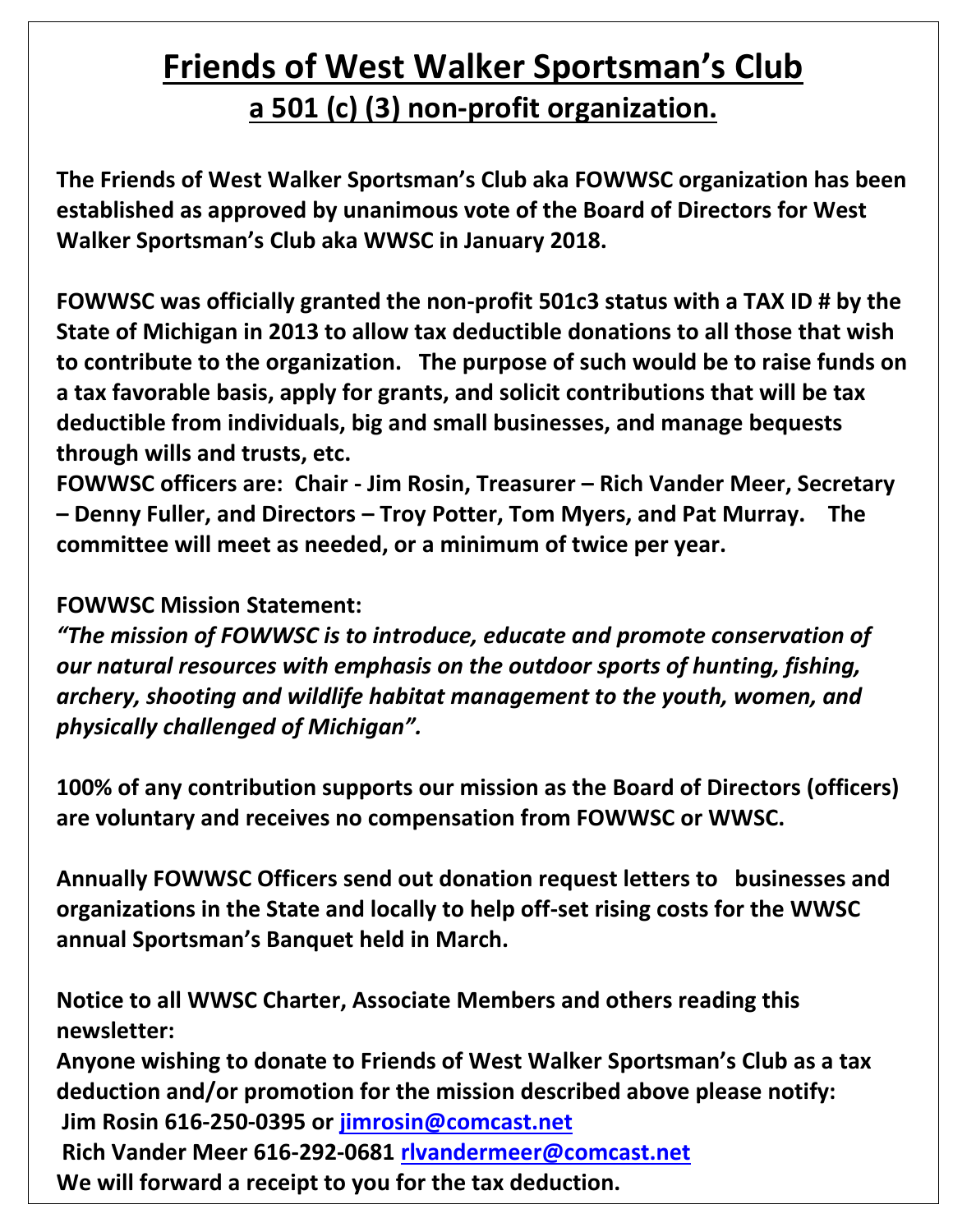# Friends of West Walker Sportsman's Club

## a 501 (c) (3) non-profit organization.

**The Friends of West Walker Sportsman's Club aka FOWWSC organization has been established as approved by unanimous vote of the Board of Directors for West Walker Sportsman's Club aka WWSC in January 2018.**

**FOWWSC was officially granted the non-profit 501c3 status with a TAX ID # by the State of Michigan in 2013 to allow tax deductible donations to all those that wish to contribute to the organization. The purpose of such would be to raise funds on a tax favorable basis, apply for grants, and solicit contributions that will be tax deductible from individuals, big and small businesses, and manage bequests through wills and trusts, etc.**

**FOWWSC officers are: Chair - Jim Rosin, Treasurer – Rich Vander Meer, Secretary – Denny Fuller, and Directors – Troy Potter, Tom Myers, and Pat Murray. The committee will meet as needed, or a minimum of twice per year.**

**FOWWSC Mission Statement:**

***"The mission of FOWWSC is to introduce, educate and promote conservation of our natural resources with emphasis on the outdoor sports of hunting, fishing, archery, shooting and wildlife habitat management to the youth, women, and physically challenged of Michigan".***

**100% of any contribution supports our mission as the Board of Directors (officers) are voluntary and receives no compensation from FOWWSC or WWSC.**

**Annually FOWWSC Officers send out donation request letters to businesses and organizations in the State and locally to help off-set rising costs for the WWSC annual Sportsman's Banquet held in March.**

**Notice to all WWSC Charter, Associate Members and others reading this newsletter:**

**Anyone wishing to donate to Friends of West Walker Sportsman's Club as a tax deduction and/or promotion for the mission described above please notify:**

**Jim Rosin 616-250-0395 or [jimrosin@comcast.net](mailto:jimrosin@comcast.net)**

**Rich Vander Meer 616-292-0681 [rlvandermeer@comcast.net](mailto:rlvandermeer@comcast.net)**

**We will forward a receipt to you for the tax deduction.**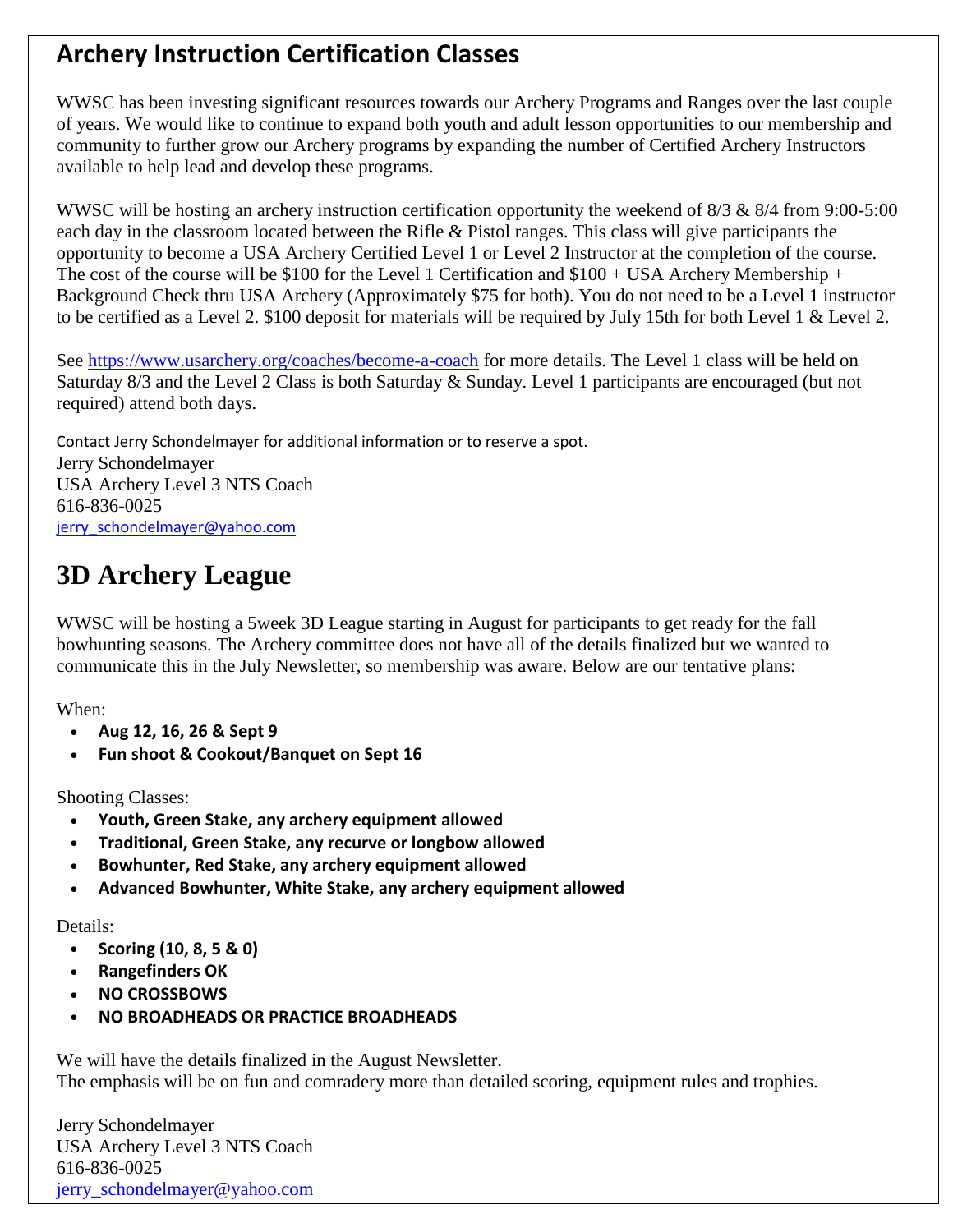## Archery Instruction Certification Classes

WWSC has been investing significant resources towards our Archery Programs and Ranges over the last couple of years. We would like to continue to expand both youth and adult lesson opportunities to our membership and community to further grow our Archery programs by expanding the number of Certified Archery Instructors available to help lead and develop these programs.

WWSC will be hosting an archery instruction certification opportunity the weekend of 8/3 & 8/4 from 9:00-5:00 each day in the classroom located between the Rifle & Pistol ranges. This class will give participants the opportunity to become a USA Archery Certified Level 1 or Level 2 Instructor at the completion of the course. The cost of the course will be $100 for the Level 1 Certification and $100 + USA Archery Membership + Background Check thru USA Archery (Approximately $75 for both). You do not need to be a Level 1 instructor to be certified as a Level 2. $100 deposit for materials will be required by July 15th for both Level 1 & Level 2.

See https://www.usarchery.org/coaches/become-a-coach for more details. The Level 1 class will be held on Saturday 8/3 and the Level 2 Class is both Saturday & Sunday. Level 1 participants are encouraged (but not required) attend both days.

Contact Jerry Schondelmayer for additional information or to reserve a spot.  
Jerry Schondelmayer  
USA Archery Level 3 NTS Coach  
616-836-0025  
jerry_schondelmayer@yahoo.com

# 3D Archery League

WWSC will be hosting a 5week 3D League starting in August for participants to get ready for the fall bowhunting seasons. The Archery committee does not have all of the details finalized but we wanted to communicate this in the July Newsletter, so membership was aware. Below are our tentative plans:

When:

- **Aug 12, 16, 26 & Sept 9**
- **Fun shoot & Cookout/Banquet on Sept 16**

Shooting Classes:

- **Youth, Green Stake, any archery equipment allowed**
- **Traditional, Green Stake, any recurve or longbow allowed**
- **Bowhunter, Red Stake, any archery equipment allowed**
- **Advanced Bowhunter, White Stake, any archery equipment allowed**

Details:

- **Scoring (10, 8, 5 & 0)**
- **Rangefinders OK**
- **NO CROSSBOWS**
- **NO BROADHEADS OR PRACTICE BROADHEADS**

We will have the details finalized in the August Newsletter.  
The emphasis will be on fun and comradery more than detailed scoring, equipment rules and trophies.

Jerry Schondelmayer  
USA Archery Level 3 NTS Coach  
616-836-0025  
jerry_schondelmayer@yahoo.com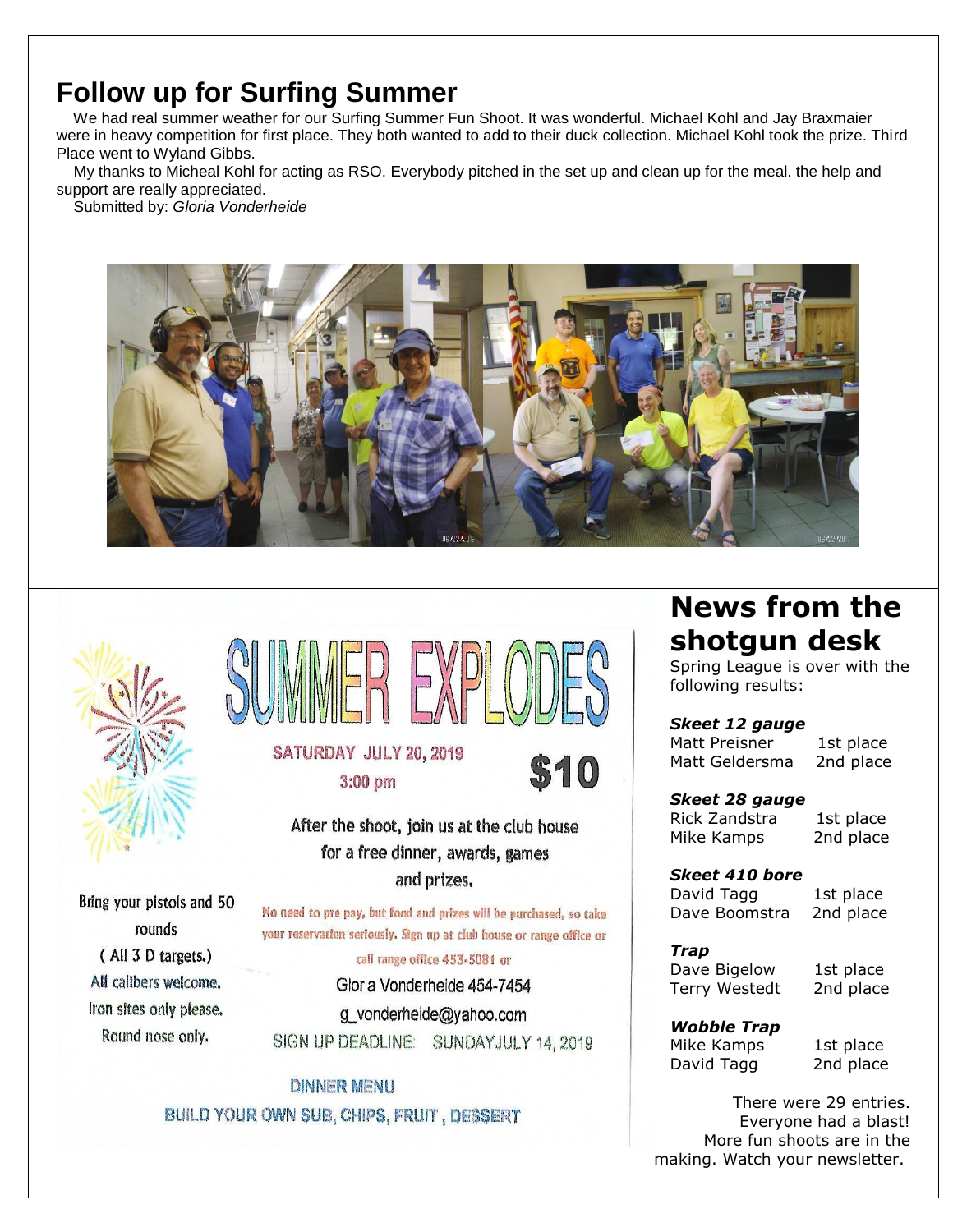# Follow up for Surfing Summer

We had real summer weather for our Surfing Summer Fun Shoot. It was wonderful. Michael Kohl and Jay Braxmaier were in heavy competition for first place. They both wanted to add to their duck collection. Michael Kohl took the prize. Third Place went to Wyland Gibbs.

My thanks to Micheal Kohl for acting as RSO. Everybody pitched in the set up and clean up for the meal. the help and support are really appreciated.

Submitted by: *Gloria Vonderheide*

# SUMMER EXPLODES

SATURDAY JULY 20, 2019

3:00 pm

$10

After the shoot, join us at the club house for a free dinner, awards, games and prizes.

Bring your pistols and 50 rounds
( All 3 D targets.)
All calibers welcome.
Iron sites only please.
Round nose only.

No need to pre pay, but food and prizes will be purchased, so take your reservation seriously. Sign up at club house or range office or call range office 453-5081 or

Gloria Vonderheide 454-7454

g_vonderheide@yahoo.com

SIGN UP DEADLINE: SUNDAYJULY 14, 2019

DINNER MENU

BUILD YOUR OWN SUB, CHIPS, FRUIT, DESSERT

# News from the shotgun desk

Spring League is over with the following results:

***Skeet 12 gauge***

| | |
|---|---|
| Matt Preisner | 1st place |
| Matt Geldersma | 2nd place |

***Skeet 28 gauge***

| | |
|---|---|
| Rick Zandstra | 1st place |
| Mike Kamps | 2nd place |

***Skeet 410 bore***

| | |
|---|---|
| David Tagg | 1st place |
| Dave Boomstra | 2nd place |

***Trap***

| | |
|---|---|
| Dave Bigelow | 1st place |
| Terry Westedt | 2nd place |

***Wobble Trap***

| | |
|---|---|
| Mike Kamps | 1st place |
| David Tagg | 2nd place |

There were 29 entries. Everyone had a blast! More fun shoots are in the making. Watch your newsletter.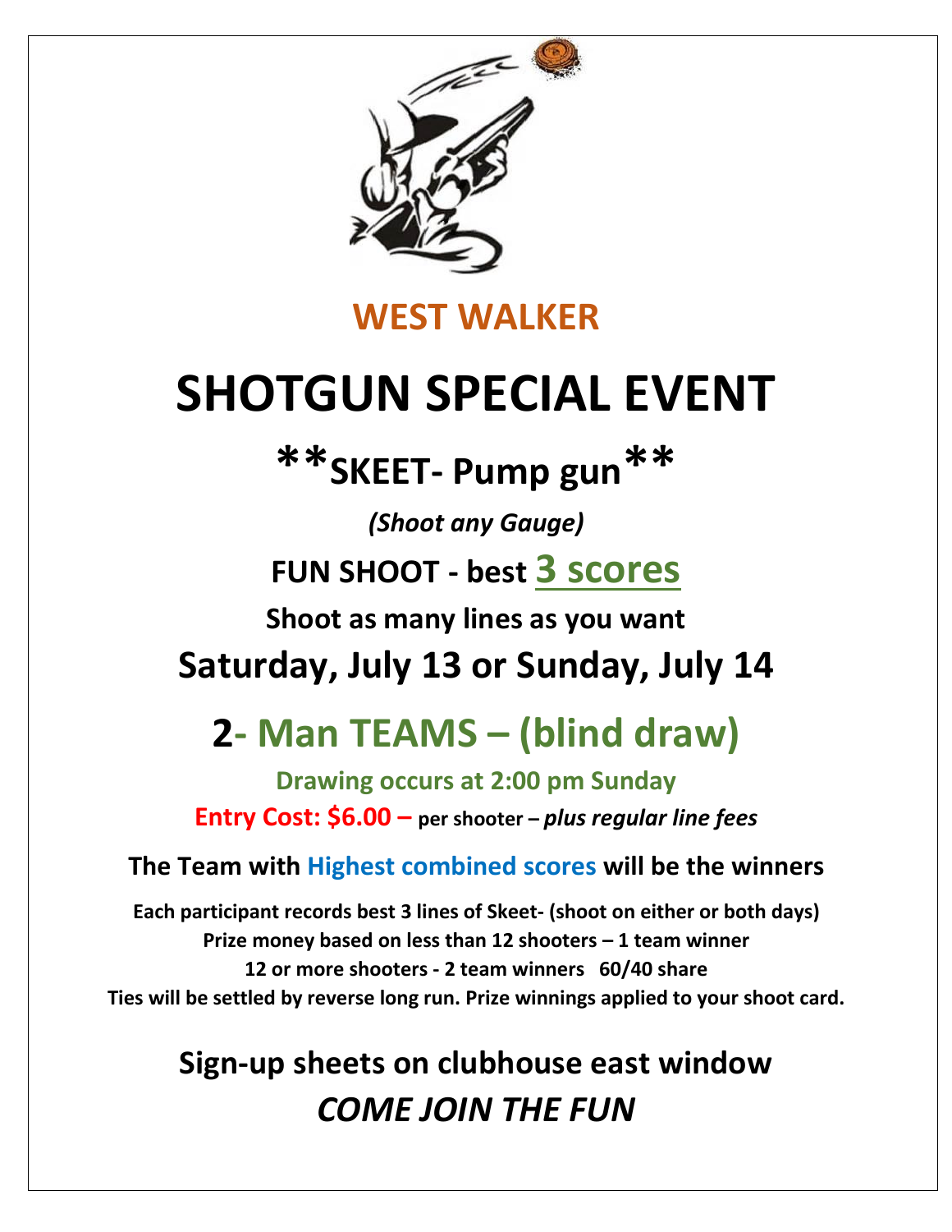## WEST WALKER

# SHOTGUN SPECIAL EVENT

## **SKEET- Pump gun**

***(Shoot any Gauge)***

**FUN SHOOT - best 3 scores**

**Shoot as many lines as you want**

## Saturday, July 13 or Sunday, July 14

## 2- Man TEAMS – (blind draw)

**Drawing occurs at 2:00 pm Sunday**

**Entry Cost: $6.00 – per shooter – *plus regular line fees***

**The Team with Highest combined scores will be the winners**

**Each participant records best 3 lines of Skeet- (shoot on either or both days)**
**Prize money based on less than 12 shooters – 1 team winner**
**12 or more shooters - 2 team winners 60/40 share**
**Ties will be settled by reverse long run. Prize winnings applied to your shoot card.**

**Sign-up sheets on clubhouse east window**

***COME JOIN THE FUN***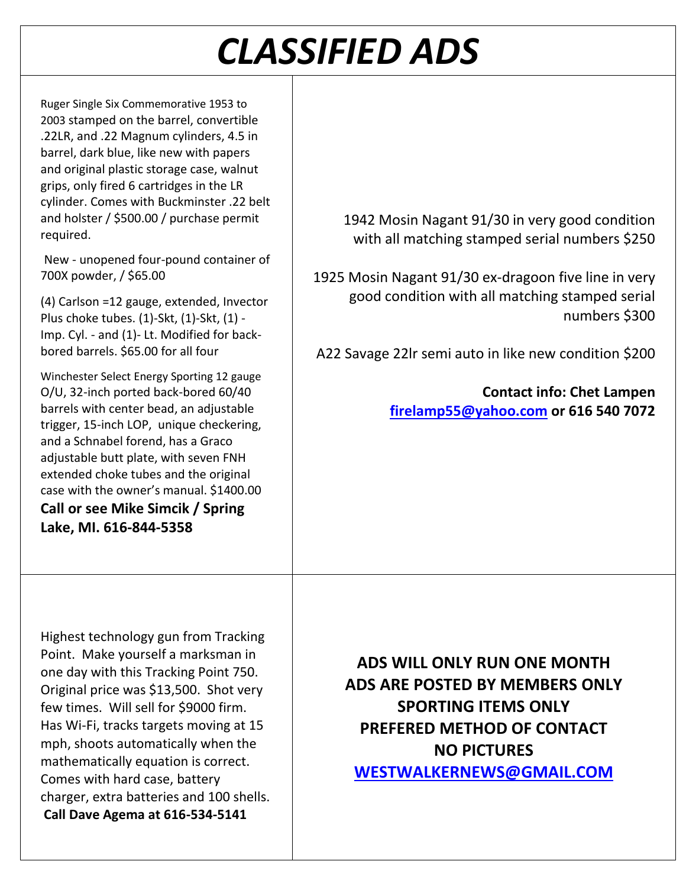# *CLASSIFIED ADS*

Ruger Single Six Commemorative 1953 to 2003 stamped on the barrel, convertible .22LR, and .22 Magnum cylinders, 4.5 in barrel, dark blue, like new with papers and original plastic storage case, walnut grips, only fired 6 cartridges in the LR cylinder. Comes with Buckminster .22 belt and holster / $500.00 / purchase permit required.

New - unopened four-pound container of 700X powder, / $65.00

(4) Carlson =12 gauge, extended, Invector Plus choke tubes. (1)-Skt, (1)-Skt, (1) - Imp. Cyl. - and (1)- Lt. Modified for back-bored barrels. $65.00 for all four

Winchester Select Energy Sporting 12 gauge O/U, 32-inch ported back-bored 60/40 barrels with center bead, an adjustable trigger, 15-inch LOP, unique checkering, and a Schnabel forend, has a Graco adjustable butt plate, with seven FNH extended choke tubes and the original case with the owner's manual. $1400.00

**Call or see Mike Simcik / Spring Lake, MI. 616-844-5358**

1942 Mosin Nagant 91/30 in very good condition with all matching stamped serial numbers $250

1925 Mosin Nagant 91/30 ex-dragoon five line in very good condition with all matching stamped serial numbers $300

A22 Savage 22lr semi auto in like new condition $200

**Contact info: Chet Lampen**
**firelamp55@yahoo.com or 616 540 7072**

Highest technology gun from Tracking Point. Make yourself a marksman in one day with this Tracking Point 750. Original price was $13,500. Shot very few times. Will sell for $9000 firm. Has Wi-Fi, tracks targets moving at 15 mph, shoots automatically when the mathematically equation is correct. Comes with hard case, battery charger, extra batteries and 100 shells.
**Call Dave Agema at 616-534-5141**

**ADS WILL ONLY RUN ONE MONTH**
**ADS ARE POSTED BY MEMBERS ONLY**
**SPORTING ITEMS ONLY**
**PREFERED METHOD OF CONTACT**
**NO PICTURES**
**WESTWALKERNEWS@GMAIL.COM**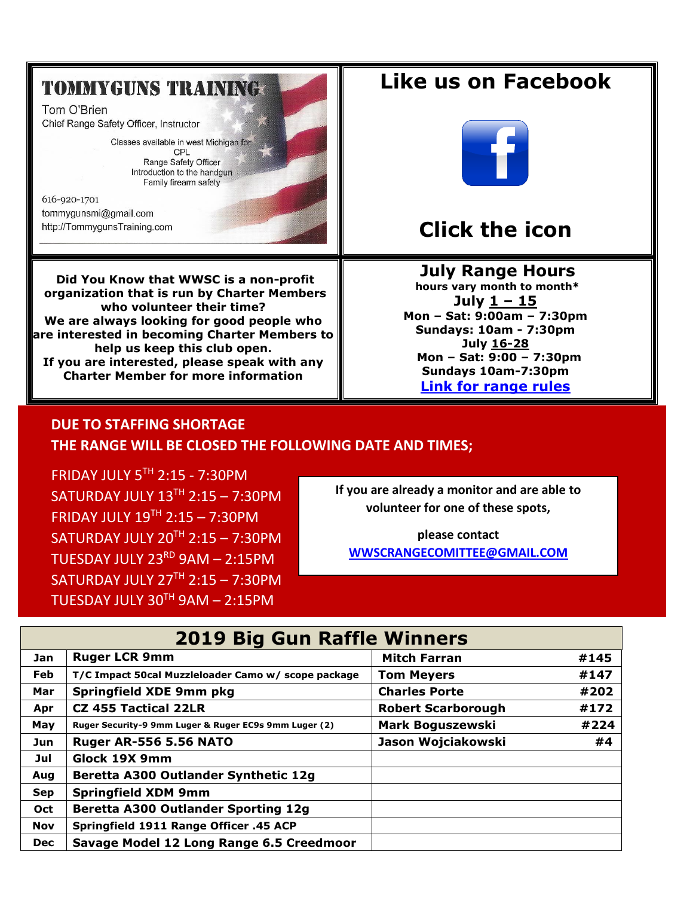# TOMMYGUNS TRAINING

Tom O'Brien
Chief Range Safety Officer, Instructor

Classes available in west Michigan for:
CPL
Range Safety Officer
Introduction to the handgun
Family firearm safety

616-920-1701
tommygunsmi@gmail.com
http://TommygunsTraining.com

# Like us on Facebook

# Click the icon

**Did You Know that WWSC is a non-profit organization that is run by Charter Members who volunteer their time?**
**We are always looking for good people who are interested in becoming Charter Members to help us keep this club open.**
**If you are interested, please speak with any Charter Member for more information**

## July Range Hours

**hours vary month to month***

**July 1 – 15**
**Mon – Sat: 9:00am – 7:30pm**
**Sundays: 10am - 7:30pm**
**July 16-28**
**Mon – Sat: 9:00 – 7:30pm**
**Sundays 10am-7:30pm**
**Link for range rules**

**DUE TO STAFFING SHORTAGE**
**THE RANGE WILL BE CLOSED THE FOLLOWING DATE AND TIMES;**

FRIDAY JULY 5TH 2:15 - 7:30PM
SATURDAY JULY 13TH 2:15 – 7:30PM
FRIDAY JULY 19TH 2:15 – 7:30PM
SATURDAY JULY 20TH 2:15 – 7:30PM
TUESDAY JULY 23RD 9AM – 2:15PM
SATURDAY JULY 27TH 2:15 – 7:30PM
TUESDAY JULY 30TH 9AM – 2:15PM

If you are already a monitor and are able to volunteer for one of these spots,

please contact
WWSCRANGECOMITTEE@GMAIL.COM

## 2019 Big Gun Raffle Winners

| Month | Prize | Winner | # |
|---|---|---|---|
| Jan | Ruger LCR 9mm | Mitch Farran | #145 |
| Feb | T/C Impact 50cal Muzzleloader Camo w/ scope package | Tom Meyers | #147 |
| Mar | Springfield XDE 9mm pkg | Charles Porte | #202 |
| Apr | CZ 455 Tactical 22LR | Robert Scarborough | #172 |
| May | Ruger Security-9 9mm Luger & Ruger EC9s 9mm Luger (2) | Mark Boguszewski | #224 |
| Jun | Ruger AR-556 5.56 NATO | Jason Wojciakowski | #4 |
| Jul | Glock 19X 9mm | | |
| Aug | Beretta A300 Outlander Synthetic 12g | | |
| Sep | Springfield XDM 9mm | | |
| Oct | Beretta A300 Outlander Sporting 12g | | |
| Nov | Springfield 1911 Range Officer .45 ACP | | |
| Dec | Savage Model 12 Long Range 6.5 Creedmoor | | |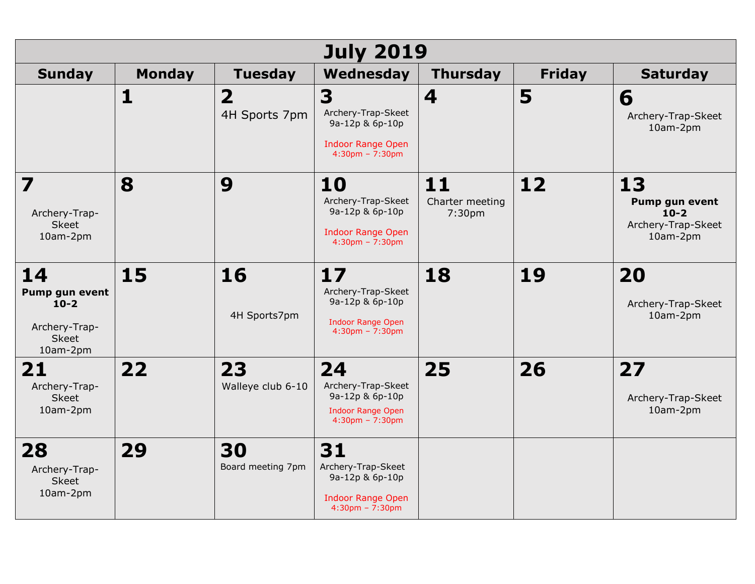# July 2019

| Sunday | Monday | Tuesday | Wednesday | Thursday | Friday | Saturday |
|---|---|---|---|---|---|---|
| | **1** | **2** 4H Sports 7pm | **3** Archery-Trap-Skeet 9a-12p & 6p-10p Indoor Range Open 4:30pm – 7:30pm | **4** | **5** | **6** Archery-Trap-Skeet 10am-2pm |
| **7** Archery-Trap-Skeet 10am-2pm | **8** | **9** | **10** Archery-Trap-Skeet 9a-12p & 6p-10p Indoor Range Open 4:30pm – 7:30pm | **11** Charter meeting 7:30pm | **12** | **13** **Pump gun event 10-2** Archery-Trap-Skeet 10am-2pm |
| **14** **Pump gun event 10-2** Archery-Trap-Skeet 10am-2pm | **15** | **16** 4H Sports7pm | **17** Archery-Trap-Skeet 9a-12p & 6p-10p Indoor Range Open 4:30pm – 7:30pm | **18** | **19** | **20** Archery-Trap-Skeet 10am-2pm |
| **21** Archery-Trap-Skeet 10am-2pm | **22** | **23** Walleye club 6-10 | **24** Archery-Trap-Skeet 9a-12p & 6p-10p Indoor Range Open 4:30pm – 7:30pm | **25** | **26** | **27** Archery-Trap-Skeet 10am-2pm |
| **28** Archery-Trap-Skeet 10am-2pm | **29** | **30** Board meeting 7pm | **31** Archery-Trap-Skeet 9a-12p & 6p-10p Indoor Range Open 4:30pm – 7:30pm | | | |